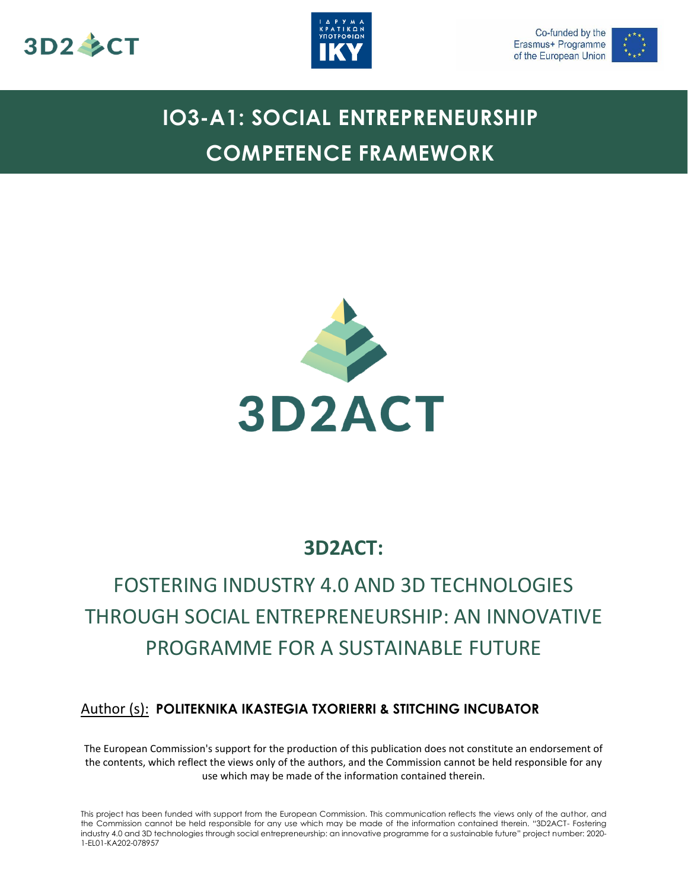# IO3-A1: SOCIAL ENTREPRENEURSHIP COMPETENCE FRAMEWORK

## 3D2ACT:

## FOSTERING INDUSTRY 4.0 AND 3D TECHNOLOGIES THROUGH SOCIAL ENTREPRENEURSHIP: AN INNOVATIVE PROGRAMME FOR A SUSTAINABLE FUTURE

Author (s): **POLITEKNIKA IKASTEGIA TXORIERRI & STITCHING INCUBATOR**

The European Commission's support for the production of this publication does not constitute an endorsement of the contents, which reflect the views only of the authors, and the Commission cannot be held responsible for any use which may be made of the information contained therein.

This project has been funded with support from the European Commission. This communication reflects the views only of the author, and the Commission cannot be held responsible for any use which may be made of the information contained therein. "3D2ACT- Fostering industry 4.0 and 3D technologies through social entrepreneurship: an innovative programme for a sustainable future" project number: 2020-1-EL01-KA202-078957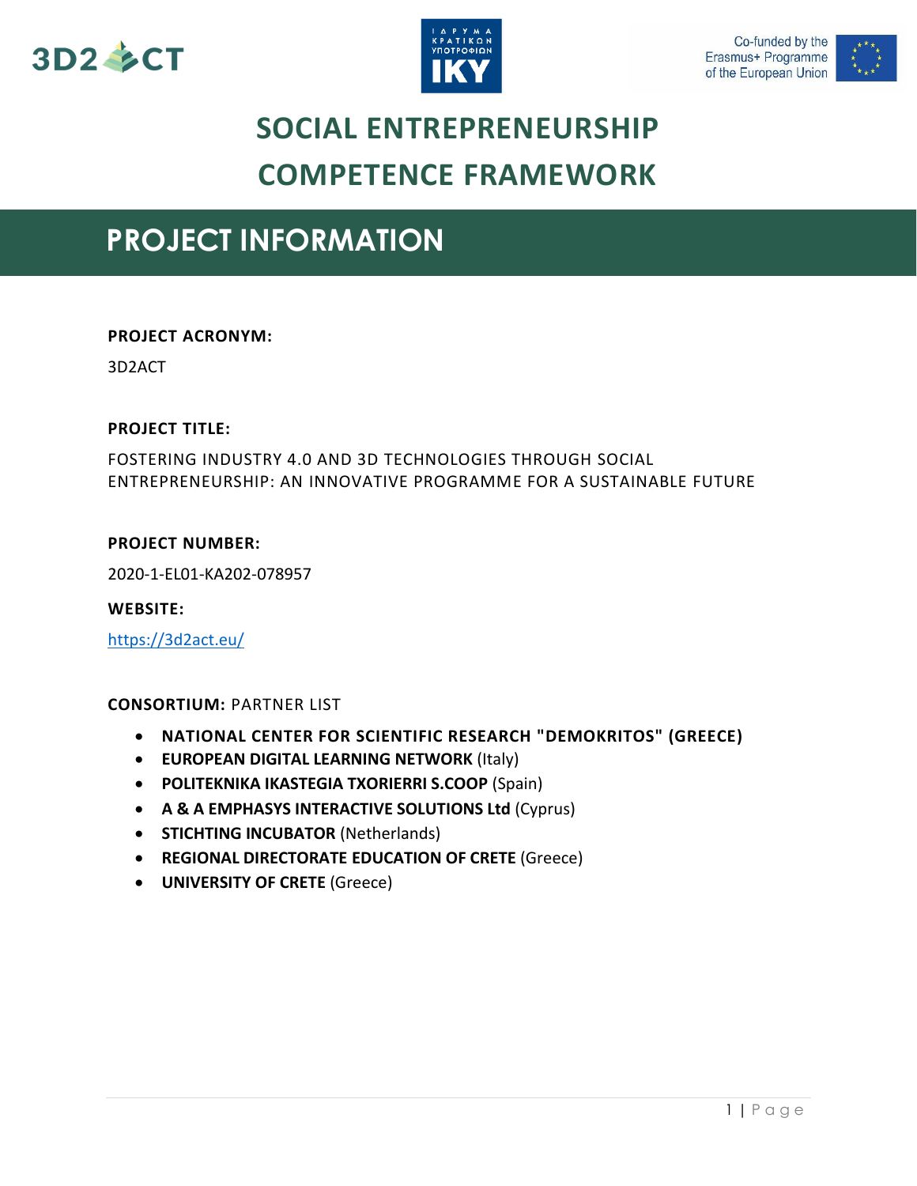# SOCIAL ENTREPRENEURSHIP COMPETENCE FRAMEWORK

## PROJECT INFORMATION

**PROJECT ACRONYM:**

3D2ACT

**PROJECT TITLE:**

FOSTERING INDUSTRY 4.0 AND 3D TECHNOLOGIES THROUGH SOCIAL ENTREPRENEURSHIP: AN INNOVATIVE PROGRAMME FOR A SUSTAINABLE FUTURE

**PROJECT NUMBER:**

2020-1-EL01-KA202-078957

**WEBSITE:**

https://3d2act.eu/

**CONSORTIUM:** PARTNER LIST

- **NATIONAL CENTER FOR SCIENTIFIC RESEARCH "DEMOKRITOS" (GREECE)**
- **EUROPEAN DIGITAL LEARNING NETWORK** (Italy)
- **POLITEKNIKA IKASTEGIA TXORIERRI S.COOP** (Spain)
- **A & A EMPHASYS INTERACTIVE SOLUTIONS Ltd** (Cyprus)
- **STICHTING INCUBATOR** (Netherlands)
- **REGIONAL DIRECTORATE EDUCATION OF CRETE** (Greece)
- **UNIVERSITY OF CRETE** (Greece)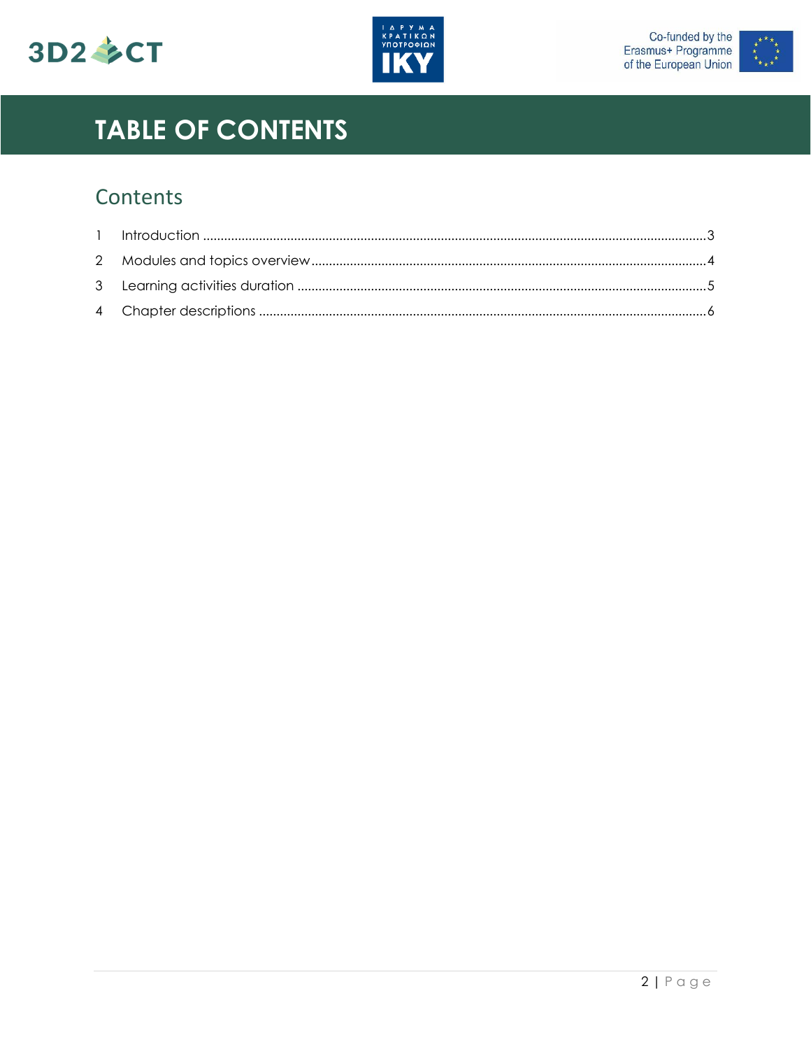# TABLE OF CONTENTS

## Contents

1 Introduction ....................3
2 Modules and topics overview ....................4
3 Learning activities duration ....................5
4 Chapter descriptions ....................6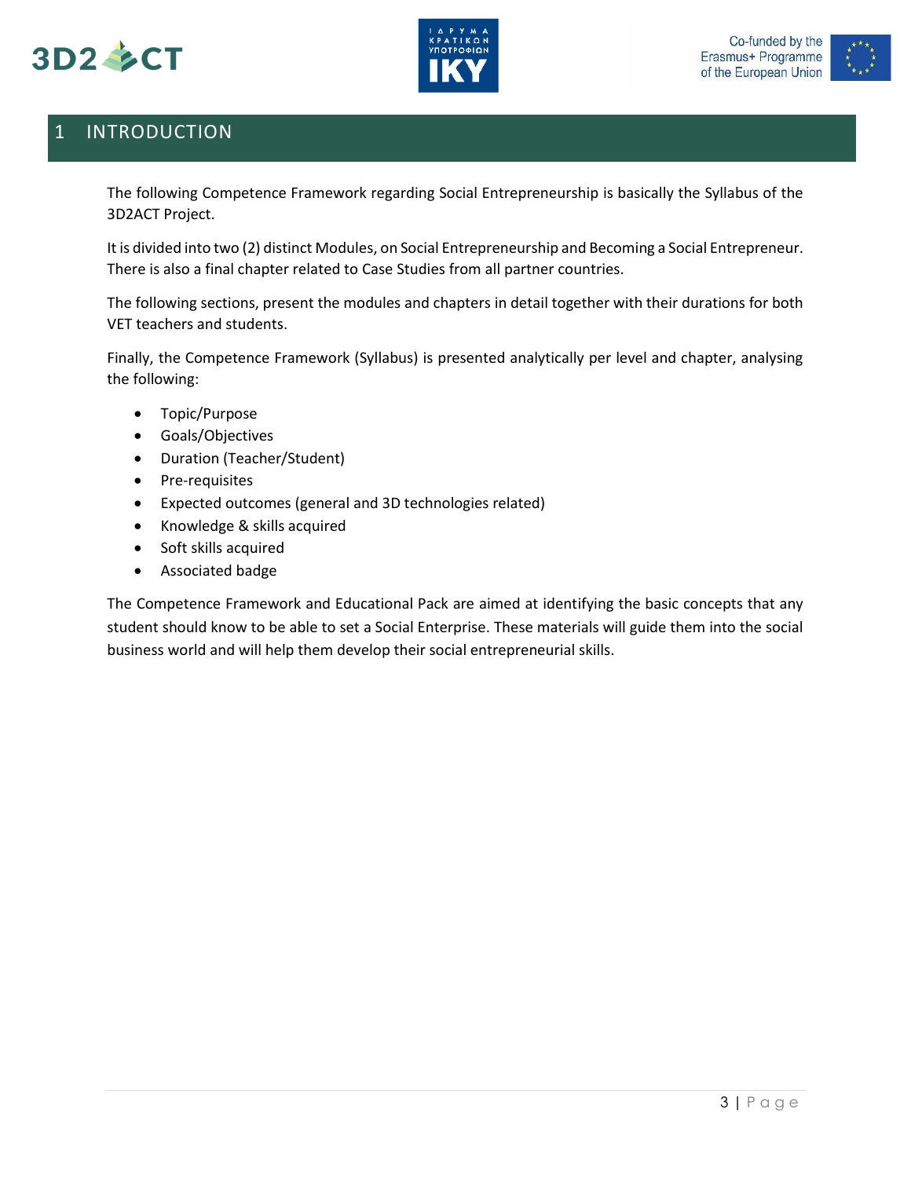# 1 INTRODUCTION

The following Competence Framework regarding Social Entrepreneurship is basically the Syllabus of the 3D2ACT Project.

It is divided into two (2) distinct Modules, on Social Entrepreneurship and Becoming a Social Entrepreneur. There is also a final chapter related to Case Studies from all partner countries.

The following sections, present the modules and chapters in detail together with their durations for both VET teachers and students.

Finally, the Competence Framework (Syllabus) is presented analytically per level and chapter, analysing the following:

- Topic/Purpose
- Goals/Objectives
- Duration (Teacher/Student)
- Pre-requisites
- Expected outcomes (general and 3D technologies related)
- Knowledge & skills acquired
- Soft skills acquired
- Associated badge

The Competence Framework and Educational Pack are aimed at identifying the basic concepts that any student should know to be able to set a Social Enterprise. These materials will guide them into the social business world and will help them develop their social entrepreneurial skills.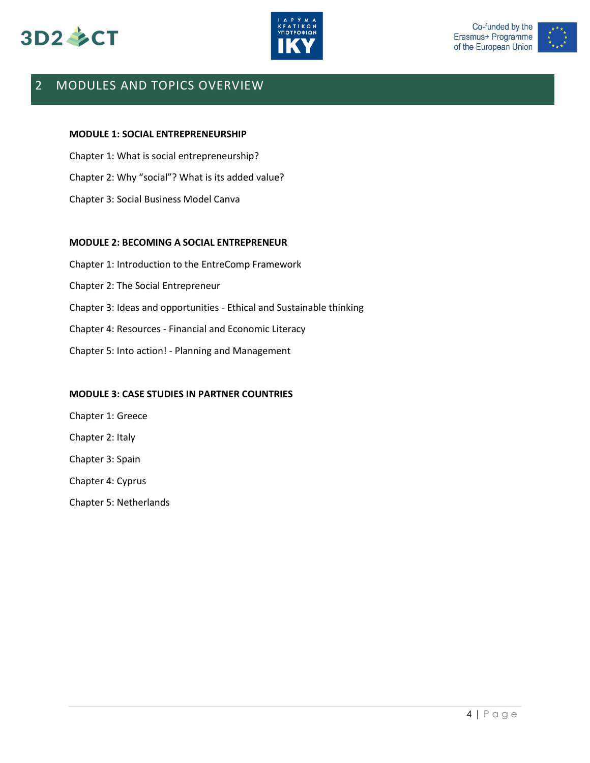# 2 MODULES AND TOPICS OVERVIEW

**MODULE 1: SOCIAL ENTREPRENEURSHIP**

Chapter 1: What is social entrepreneurship?

Chapter 2: Why "social"? What is its added value?

Chapter 3: Social Business Model Canva

**MODULE 2: BECOMING A SOCIAL ENTREPRENEUR**

Chapter 1: Introduction to the EntreComp Framework

Chapter 2: The Social Entrepreneur

Chapter 3: Ideas and opportunities - Ethical and Sustainable thinking

Chapter 4: Resources - Financial and Economic Literacy

Chapter 5: Into action! - Planning and Management

**MODULE 3: CASE STUDIES IN PARTNER COUNTRIES**

Chapter 1: Greece

Chapter 2: Italy

Chapter 3: Spain

Chapter 4: Cyprus

Chapter 5: Netherlands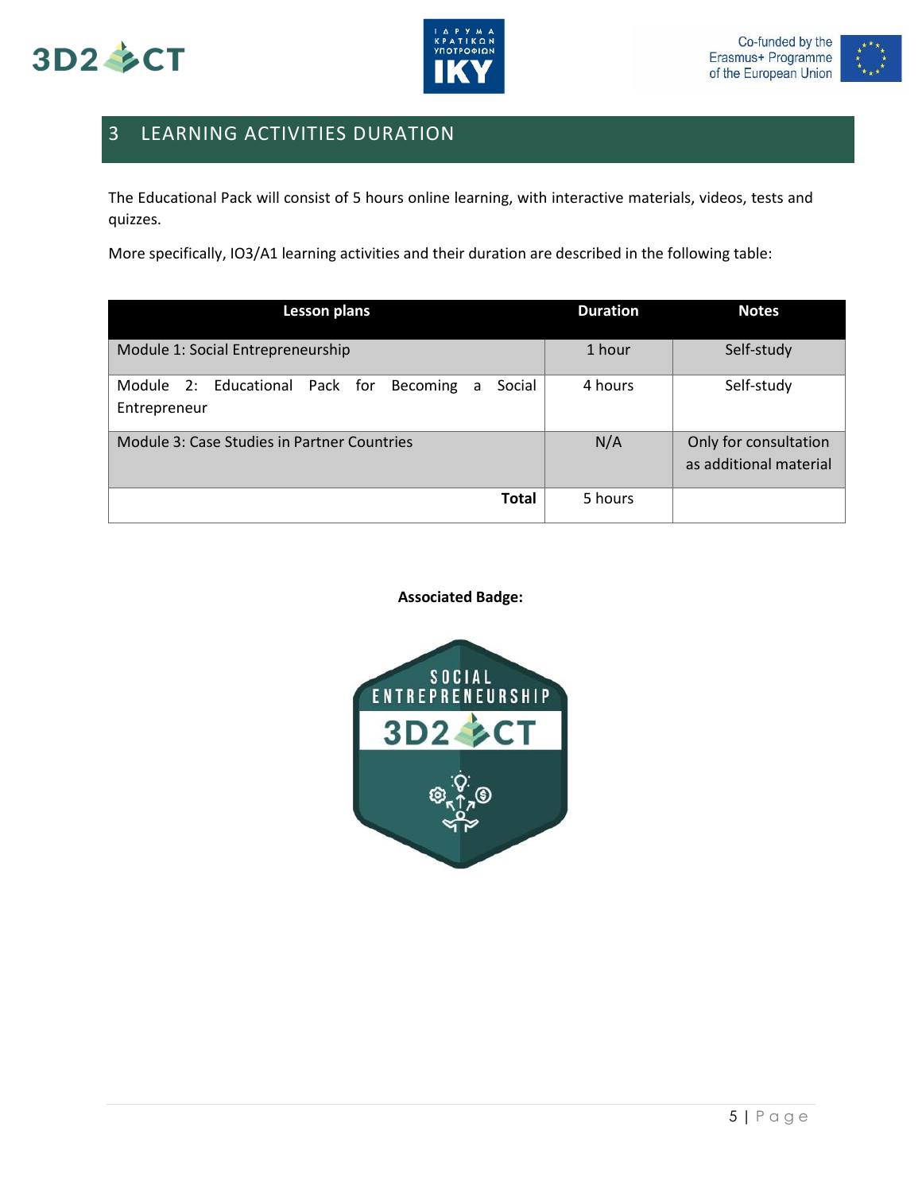# 3 LEARNING ACTIVITIES DURATION

The Educational Pack will consist of 5 hours online learning, with interactive materials, videos, tests and quizzes.

More specifically, IO3/A1 learning activities and their duration are described in the following table:

| Lesson plans | Duration | Notes |
|---|---|---|
| Module 1: Social Entrepreneurship | 1 hour | Self-study |
| Module 2: Educational Pack for Becoming a Social Entrepreneur | 4 hours | Self-study |
| Module 3: Case Studies in Partner Countries | N/A | Only for consultation as additional material |
| **Total** | 5 hours | |

**Associated Badge:**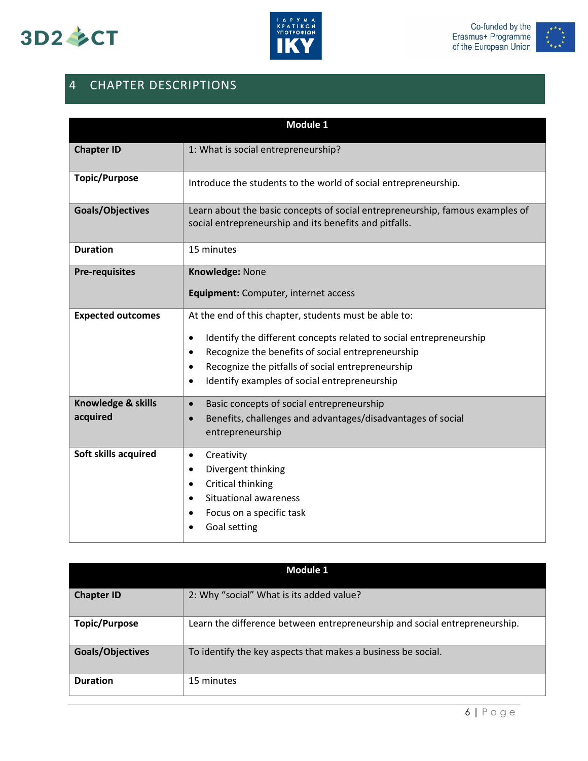# 4 CHAPTER DESCRIPTIONS

| Module 1 | |
|---|---|
| **Chapter ID** | 1: What is social entrepreneurship? |
| **Topic/Purpose** | Introduce the students to the world of social entrepreneurship. |
| **Goals/Objectives** | Learn about the basic concepts of social entrepreneurship, famous examples of social entrepreneurship and its benefits and pitfalls. |
| **Duration** | 15 minutes |
| **Pre-requisites** | **Knowledge:** None<br><br>**Equipment:** Computer, internet access |
| **Expected outcomes** | At the end of this chapter, students must be able to:<br><br>• Identify the different concepts related to social entrepreneurship<br>• Recognize the benefits of social entrepreneurship<br>• Recognize the pitfalls of social entrepreneurship<br>• Identify examples of social entrepreneurship |
| **Knowledge & skills acquired** | • Basic concepts of social entrepreneurship<br>• Benefits, challenges and advantages/disadvantages of social entrepreneurship |
| **Soft skills acquired** | • Creativity<br>• Divergent thinking<br>• Critical thinking<br>• Situational awareness<br>• Focus on a specific task<br>• Goal setting |

| Module 1 | |
|---|---|
| **Chapter ID** | 2: Why "social" What is its added value? |
| **Topic/Purpose** | Learn the difference between entrepreneurship and social entrepreneurship. |
| **Goals/Objectives** | To identify the key aspects that makes a business be social. |
| **Duration** | 15 minutes |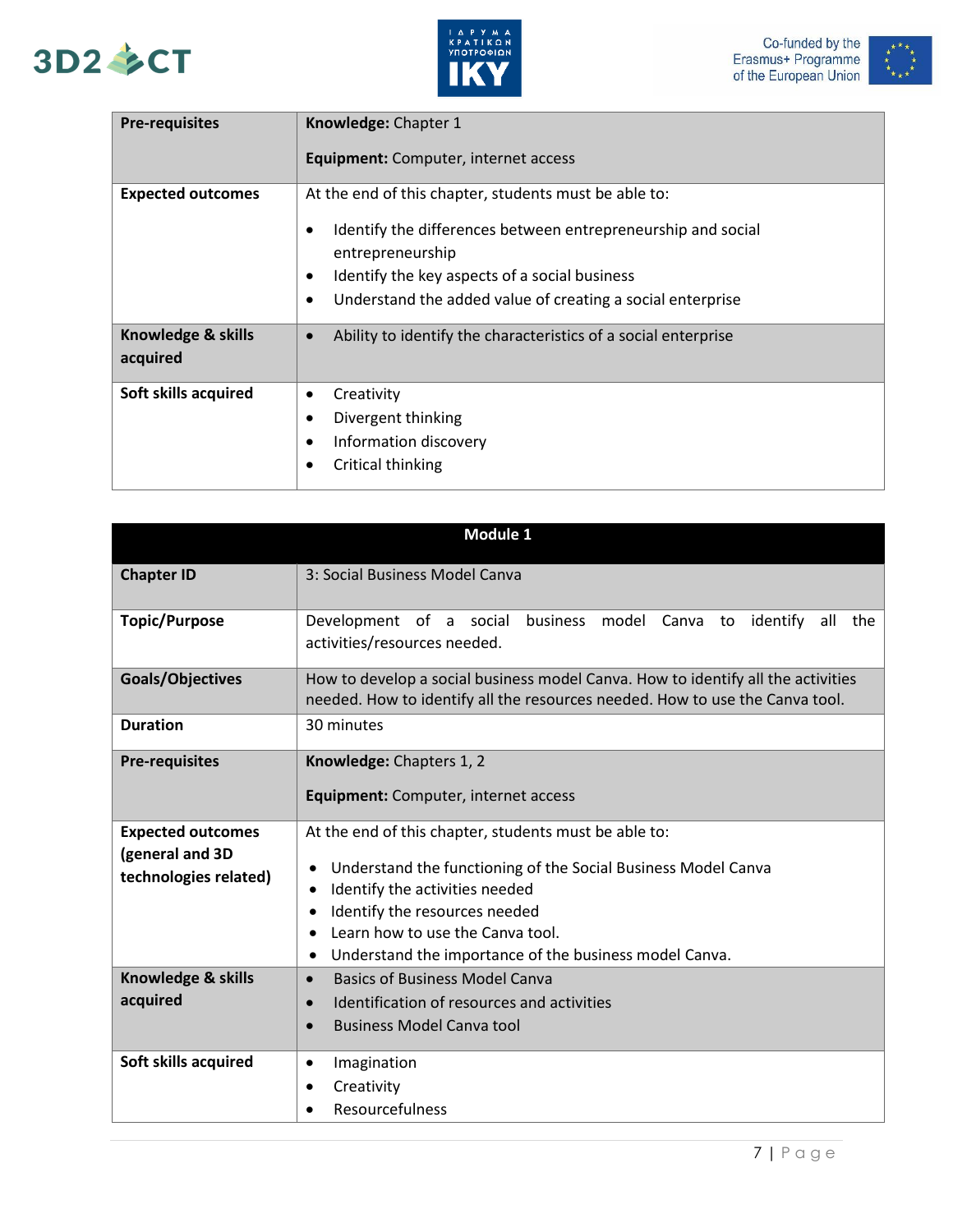| Pre-requisites | **Knowledge:** Chapter 1<br><br>**Equipment:** Computer, internet access |
| --- | --- |
| **Expected outcomes** | At the end of this chapter, students must be able to:<br><br>• Identify the differences between entrepreneurship and social entrepreneurship<br>• Identify the key aspects of a social business<br>• Understand the added value of creating a social enterprise |
| **Knowledge & skills acquired** | • Ability to identify the characteristics of a social enterprise |
| **Soft skills acquired** | • Creativity<br>• Divergent thinking<br>• Information discovery<br>• Critical thinking |

| Module 1 | |
| --- | --- |
| **Chapter ID** | 3: Social Business Model Canva |
| **Topic/Purpose** | Development of a social business model Canva to identify all the activities/resources needed. |
| **Goals/Objectives** | How to develop a social business model Canva. How to identify all the activities needed. How to identify all the resources needed. How to use the Canva tool. |
| **Duration** | 30 minutes |
| **Pre-requisites** | **Knowledge:** Chapters 1, 2<br><br>**Equipment:** Computer, internet access |
| **Expected outcomes (general and 3D technologies related)** | At the end of this chapter, students must be able to:<br><br>• Understand the functioning of the Social Business Model Canva<br>• Identify the activities needed<br>• Identify the resources needed<br>• Learn how to use the Canva tool.<br>• Understand the importance of the business model Canva. |
| **Knowledge & skills acquired** | • Basics of Business Model Canva<br>• Identification of resources and activities<br>• Business Model Canva tool |
| **Soft skills acquired** | • Imagination<br>• Creativity<br>• Resourcefulness |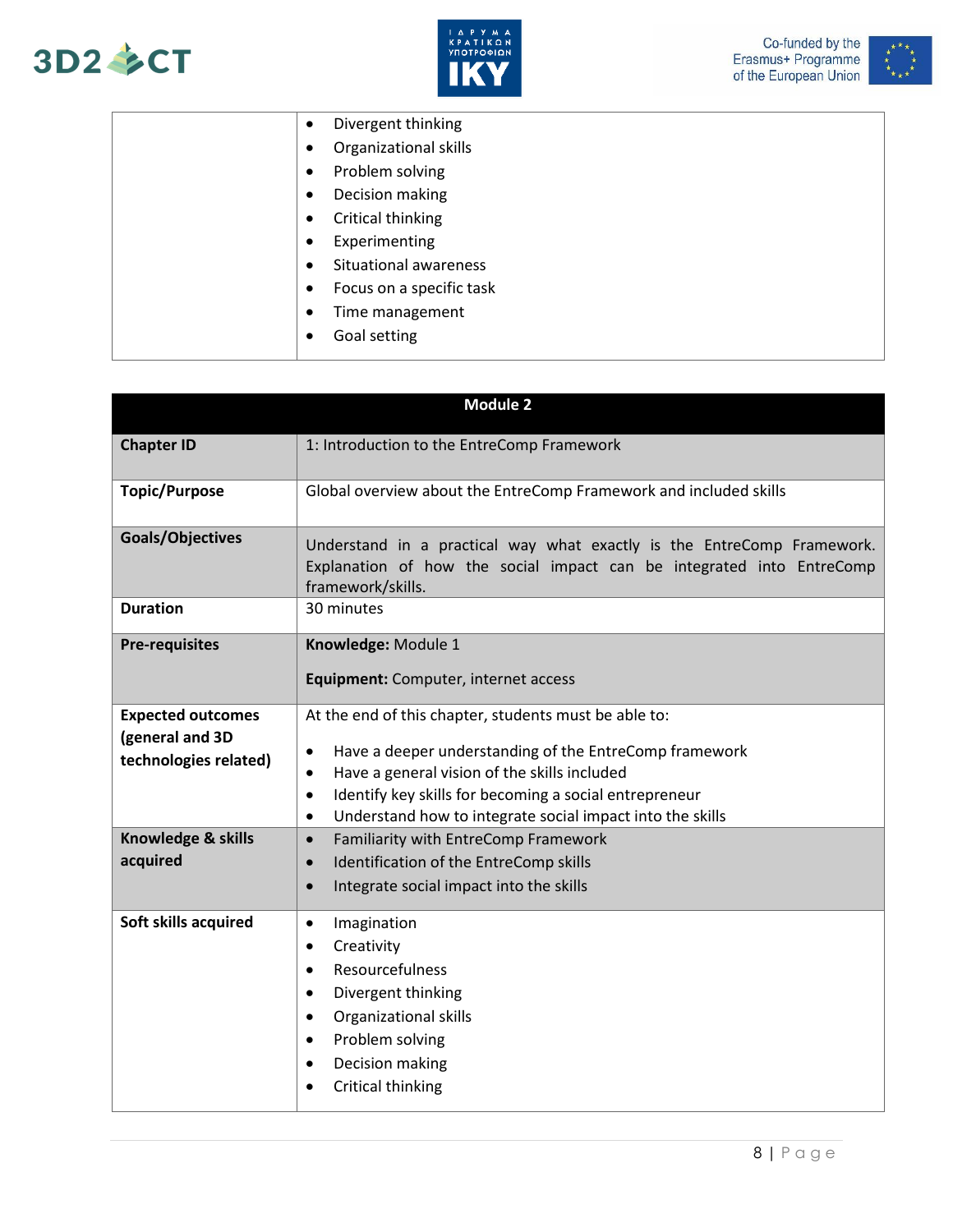| | |
|---|---|
| | • Divergent thinking<br>• Organizational skills<br>• Problem solving<br>• Decision making<br>• Critical thinking<br>• Experimenting<br>• Situational awareness<br>• Focus on a specific task<br>• Time management<br>• Goal setting |

| **Module 2** | |
|---|---|
| **Chapter ID** | 1: Introduction to the EntreComp Framework |
| **Topic/Purpose** | Global overview about the EntreComp Framework and included skills |
| **Goals/Objectives** | Understand in a practical way what exactly is the EntreComp Framework. Explanation of how the social impact can be integrated into EntreComp framework/skills. |
| **Duration** | 30 minutes |
| **Pre-requisites** | **Knowledge:** Module 1<br><br>**Equipment:** Computer, internet access |
| **Expected outcomes (general and 3D technologies related)** | At the end of this chapter, students must be able to:<br><br>• Have a deeper understanding of the EntreComp framework<br>• Have a general vision of the skills included<br>• Identify key skills for becoming a social entrepreneur<br>• Understand how to integrate social impact into the skills |
| **Knowledge & skills acquired** | • Familiarity with EntreComp Framework<br>• Identification of the EntreComp skills<br>• Integrate social impact into the skills |
| **Soft skills acquired** | • Imagination<br>• Creativity<br>• Resourcefulness<br>• Divergent thinking<br>• Organizational skills<br>• Problem solving<br>• Decision making<br>• Critical thinking |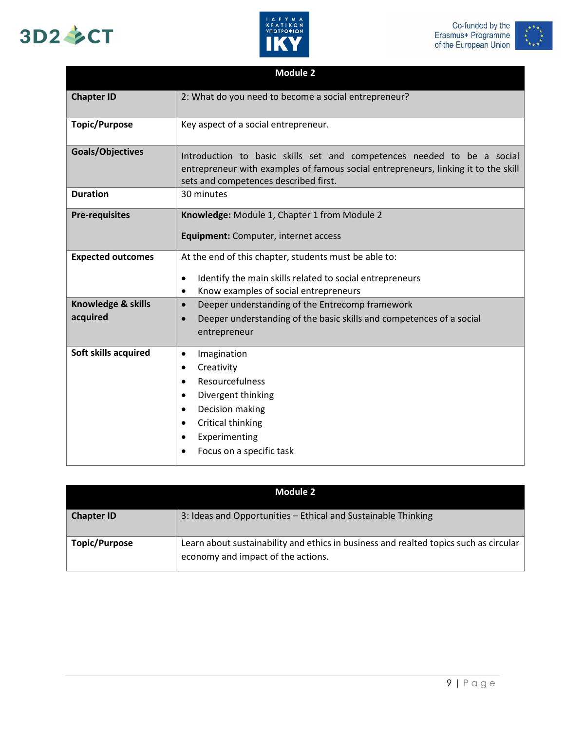| Module 2 | |
|---|---|
| **Chapter ID** | 2: What do you need to become a social entrepreneur? |
| **Topic/Purpose** | Key aspect of a social entrepreneur. |
| **Goals/Objectives** | Introduction to basic skills set and competences needed to be a social entrepreneur with examples of famous social entrepreneurs, linking it to the skill sets and competences described first. |
| **Duration** | 30 minutes |
| **Pre-requisites** | **Knowledge:** Module 1, Chapter 1 from Module 2<br><br>**Equipment:** Computer, internet access |
| **Expected outcomes** | At the end of this chapter, students must be able to:<br><br>• Identify the main skills related to social entrepreneurs<br>• Know examples of social entrepreneurs |
| **Knowledge & skills acquired** | • Deeper understanding of the Entrecomp framework<br>• Deeper understanding of the basic skills and competences of a social entrepreneur |
| **Soft skills acquired** | • Imagination<br>• Creativity<br>• Resourcefulness<br>• Divergent thinking<br>• Decision making<br>• Critical thinking<br>• Experimenting<br>• Focus on a specific task |

| Module 2 | |
|---|---|
| **Chapter ID** | 3: Ideas and Opportunities – Ethical and Sustainable Thinking |
| **Topic/Purpose** | Learn about sustainability and ethics in business and realted topics such as circular economy and impact of the actions. |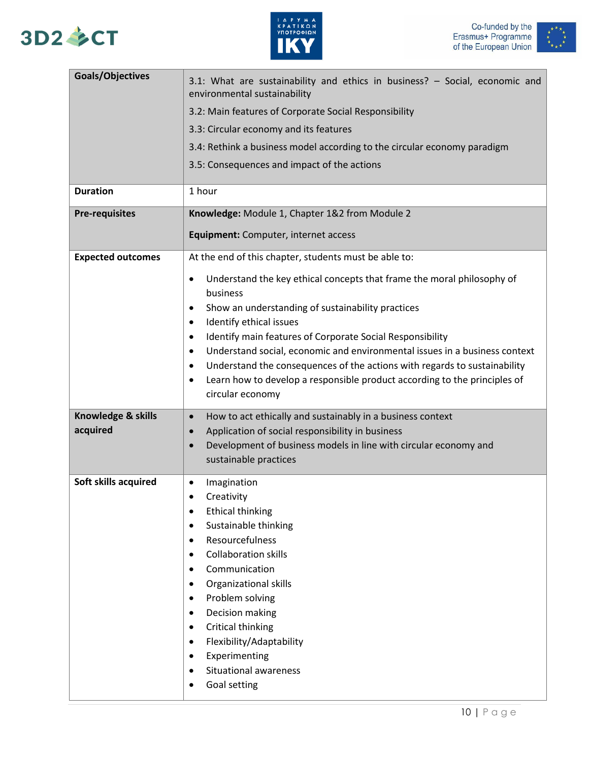| | |
|---|---|
| **Goals/Objectives** | 3.1: What are sustainability and ethics in business? – Social, economic and environmental sustainability<br><br>3.2: Main features of Corporate Social Responsibility<br><br>3.3: Circular economy and its features<br><br>3.4: Rethink a business model according to the circular economy paradigm<br><br>3.5: Consequences and impact of the actions |
| **Duration** | 1 hour |
| **Pre-requisites** | **Knowledge:** Module 1, Chapter 1&2 from Module 2<br><br>**Equipment:** Computer, internet access |
| **Expected outcomes** | At the end of this chapter, students must be able to:<br><br>• Understand the key ethical concepts that frame the moral philosophy of business<br>• Show an understanding of sustainability practices<br>• Identify ethical issues<br>• Identify main features of Corporate Social Responsibility<br>• Understand social, economic and environmental issues in a business context<br>• Understand the consequences of the actions with regards to sustainability<br>• Learn how to develop a responsible product according to the principles of circular economy |
| **Knowledge & skills acquired** | • How to act ethically and sustainably in a business context<br>• Application of social responsibility in business<br>• Development of business models in line with circular economy and sustainable practices |
| **Soft skills acquired** | • Imagination<br>• Creativity<br>• Ethical thinking<br>• Sustainable thinking<br>• Resourcefulness<br>• Collaboration skills<br>• Communication<br>• Organizational skills<br>• Problem solving<br>• Decision making<br>• Critical thinking<br>• Flexibility/Adaptability<br>• Experimenting<br>• Situational awareness<br>• Goal setting |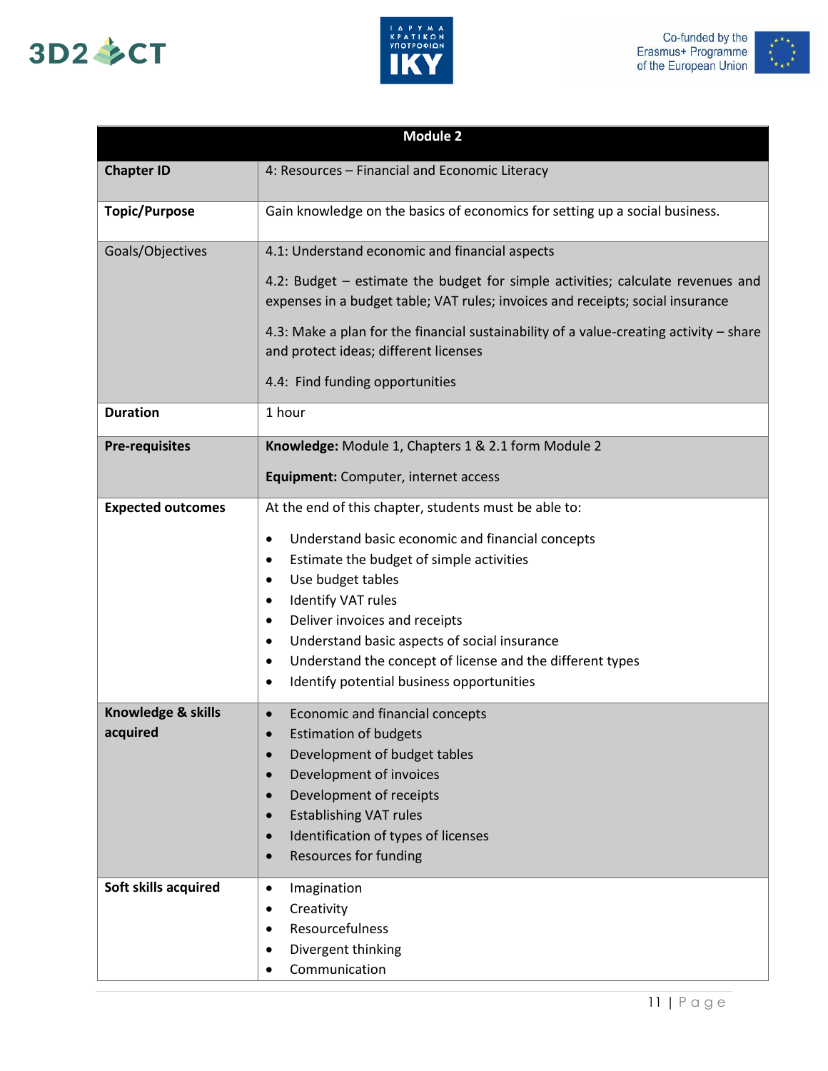| Module 2 | |
|---|---|
| **Chapter ID** | 4: Resources – Financial and Economic Literacy |
| **Topic/Purpose** | Gain knowledge on the basics of economics for setting up a social business. |
| Goals/Objectives | 4.1: Understand economic and financial aspects<br><br>4.2: Budget – estimate the budget for simple activities; calculate revenues and expenses in a budget table; VAT rules; invoices and receipts; social insurance<br><br>4.3: Make a plan for the financial sustainability of a value-creating activity – share and protect ideas; different licenses<br><br>4.4: Find funding opportunities |
| **Duration** | 1 hour |
| **Pre-requisites** | **Knowledge:** Module 1, Chapters 1 & 2.1 form Module 2<br><br>**Equipment:** Computer, internet access |
| **Expected outcomes** | At the end of this chapter, students must be able to:<br><br>• Understand basic economic and financial concepts<br>• Estimate the budget of simple activities<br>• Use budget tables<br>• Identify VAT rules<br>• Deliver invoices and receipts<br>• Understand basic aspects of social insurance<br>• Understand the concept of license and the different types<br>• Identify potential business opportunities |
| **Knowledge & skills acquired** | • Economic and financial concepts<br>• Estimation of budgets<br>• Development of budget tables<br>• Development of invoices<br>• Development of receipts<br>• Establishing VAT rules<br>• Identification of types of licenses<br>• Resources for funding |
| **Soft skills acquired** | • Imagination<br>• Creativity<br>• Resourcefulness<br>• Divergent thinking<br>• Communication |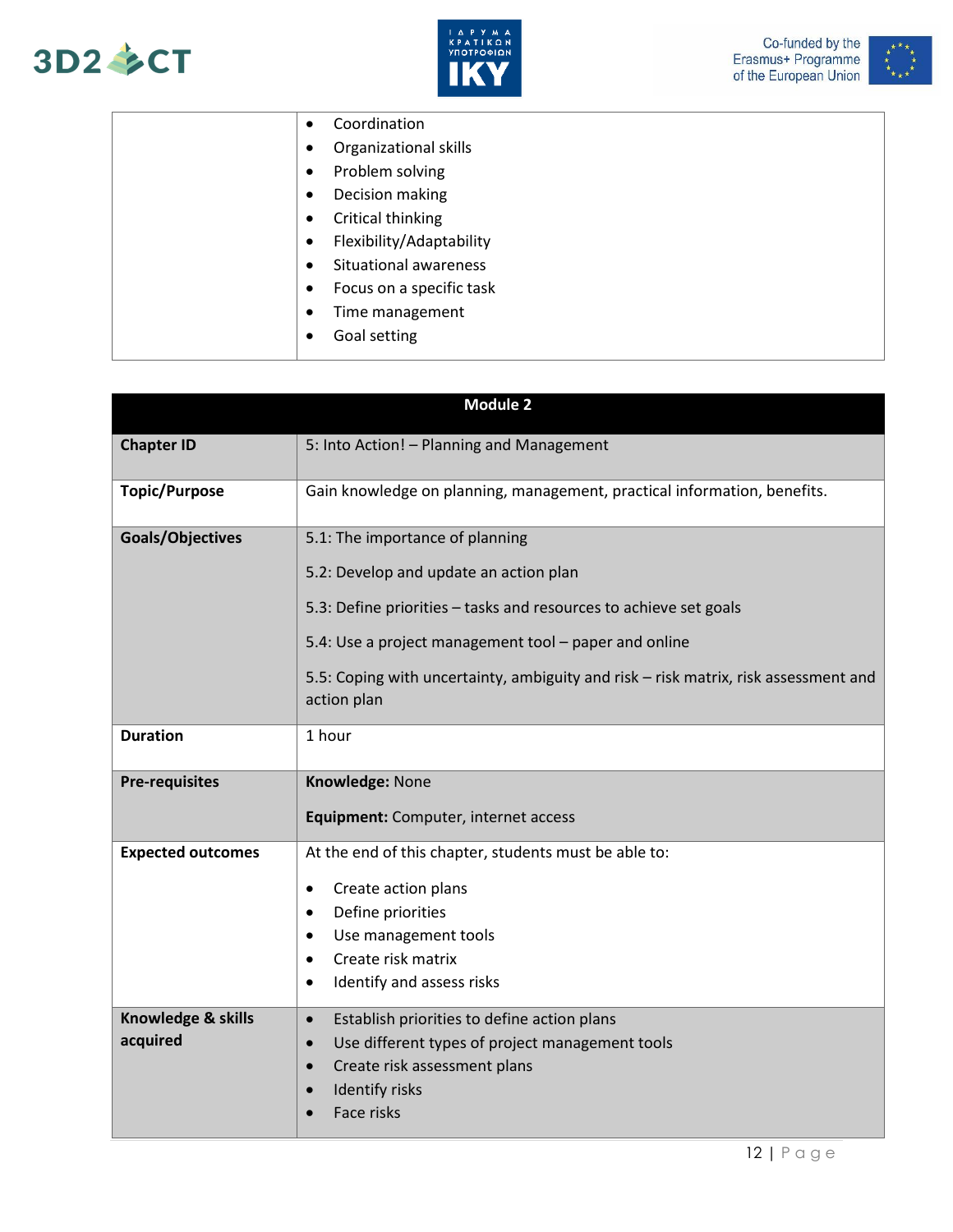| | |
|---|---|
| | • Coordination<br>• Organizational skills<br>• Problem solving<br>• Decision making<br>• Critical thinking<br>• Flexibility/Adaptability<br>• Situational awareness<br>• Focus on a specific task<br>• Time management<br>• Goal setting |

| **Module 2** | |
|---|---|
| **Chapter ID** | 5: Into Action! – Planning and Management |
| **Topic/Purpose** | Gain knowledge on planning, management, practical information, benefits. |
| **Goals/Objectives** | 5.1: The importance of planning<br><br>5.2: Develop and update an action plan<br><br>5.3: Define priorities – tasks and resources to achieve set goals<br><br>5.4: Use a project management tool – paper and online<br><br>5.5: Coping with uncertainty, ambiguity and risk – risk matrix, risk assessment and action plan |
| **Duration** | 1 hour |
| **Pre-requisites** | **Knowledge:** None<br><br>**Equipment:** Computer, internet access |
| **Expected outcomes** | At the end of this chapter, students must be able to:<br><br>• Create action plans<br>• Define priorities<br>• Use management tools<br>• Create risk matrix<br>• Identify and assess risks |
| **Knowledge & skills acquired** | • Establish priorities to define action plans<br>• Use different types of project management tools<br>• Create risk assessment plans<br>• Identify risks<br>• Face risks |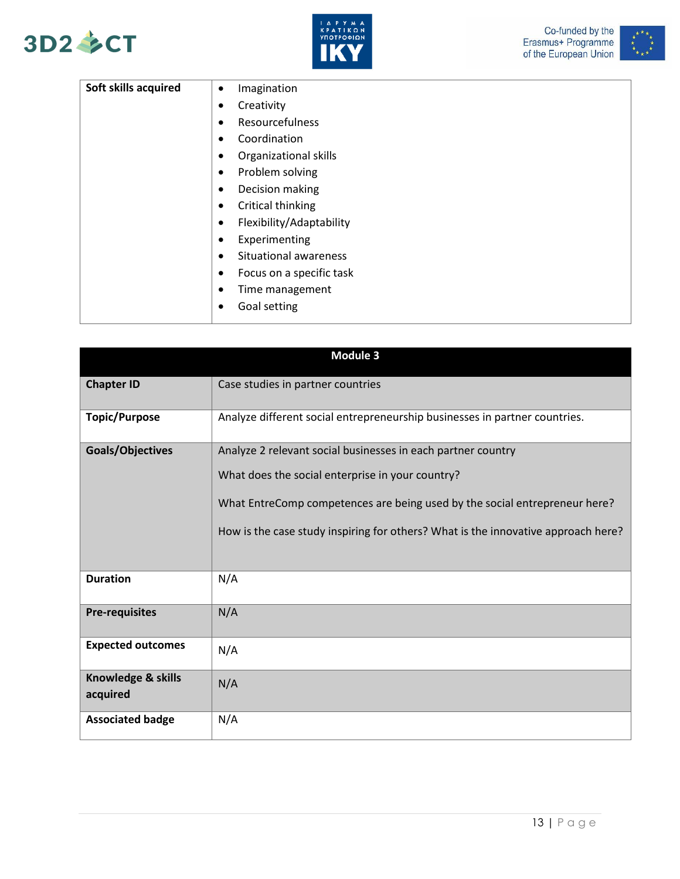| | |
|---|---|
| **Soft skills acquired** | • Imagination<br>• Creativity<br>• Resourcefulness<br>• Coordination<br>• Organizational skills<br>• Problem solving<br>• Decision making<br>• Critical thinking<br>• Flexibility/Adaptability<br>• Experimenting<br>• Situational awareness<br>• Focus on a specific task<br>• Time management<br>• Goal setting |

| Module 3 | |
|---|---|
| **Chapter ID** | Case studies in partner countries |
| **Topic/Purpose** | Analyze different social entrepreneurship businesses in partner countries. |
| **Goals/Objectives** | Analyze 2 relevant social businesses in each partner country<br><br>What does the social enterprise in your country?<br><br>What EntreComp competences are being used by the social entrepreneur here?<br><br>How is the case study inspiring for others? What is the innovative approach here? |
| **Duration** | N/A |
| **Pre-requisites** | N/A |
| **Expected outcomes** | N/A |
| **Knowledge & skills acquired** | N/A |
| **Associated badge** | N/A |